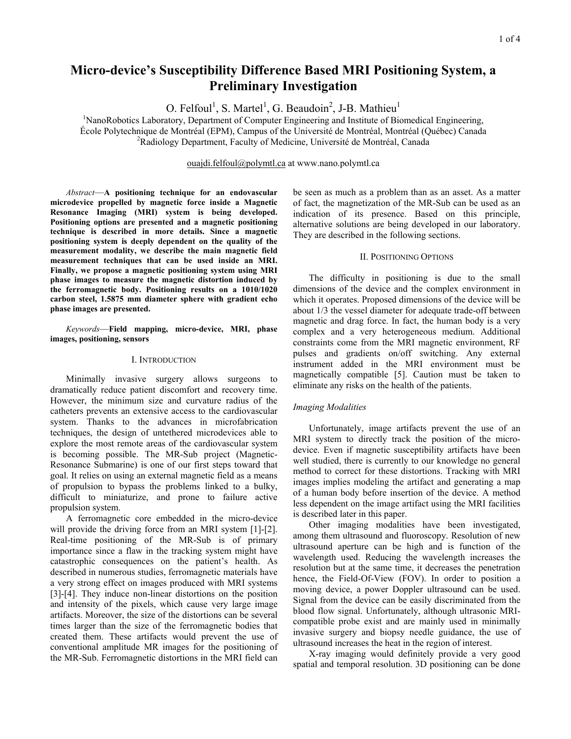# Micro-device's Susceptibility Difference Based MRI Positioning System, a Preliminary Investigation

O. Felfoul[1], S. Martel[1], G. Beaudoin[2], J-B. Mathieu[1]

[1]NanoRobotics Laboratory, Department of Computer Engineering and Institute of Biomedical Engineering, École Polytechnique de Montréal (EPM), Campus of the Université de Montréal, Montréal (Québec) Canada

[2]Radiology Department, Faculty of Medicine, Université de Montréal, Canada

ouajdi.felfoul@polymtl.ca at www.nano.polymtl.ca

*Abstract*—**A positioning technique for an endovascular microdevice propelled by magnetic force inside a Magnetic Resonance Imaging (MRI) system is being developed. Positioning options are presented and a magnetic positioning technique is described in more details. Since a magnetic positioning system is deeply dependent on the quality of the measurement modality, we describe the main magnetic field measurement techniques that can be used inside an MRI. Finally, we propose a magnetic positioning system using MRI phase images to measure the magnetic distortion induced by the ferromagnetic body. Positioning results on a 1010/1020 carbon steel, 1.5875 mm diameter sphere with gradient echo phase images are presented.**

*Keywords*—**Field mapping, micro-device, MRI, phase images, positioning, sensors**

## I. Introduction

Minimally invasive surgery allows surgeons to dramatically reduce patient discomfort and recovery time. However, the minimum size and curvature radius of the catheters prevents an extensive access to the cardiovascular system. Thanks to the advances in microfabrication techniques, the design of untethered microdevices able to explore the most remote areas of the cardiovascular system is becoming possible. The MR-Sub project (Magnetic-Resonance Submarine) is one of our first steps toward that goal. It relies on using an external magnetic field as a means of propulsion to bypass the problems linked to a bulky, difficult to miniaturize, and prone to failure active propulsion system.

A ferromagnetic core embedded in the micro-device will provide the driving force from an MRI system [1]-[2]. Real-time positioning of the MR-Sub is of primary importance since a flaw in the tracking system might have catastrophic consequences on the patient's health. As described in numerous studies, ferromagnetic materials have a very strong effect on images produced with MRI systems [3]-[4]. They induce non-linear distortions on the position and intensity of the pixels, which cause very large image artifacts. Moreover, the size of the distortions can be several times larger than the size of the ferromagnetic bodies that created them. These artifacts would prevent the use of conventional amplitude MR images for the positioning of the MR-Sub. Ferromagnetic distortions in the MRI field can be seen as much as a problem than as an asset. As a matter of fact, the magnetization of the MR-Sub can be used as an indication of its presence. Based on this principle, alternative solutions are being developed in our laboratory. They are described in the following sections.

## II. Positioning Options

The difficulty in positioning is due to the small dimensions of the device and the complex environment in which it operates. Proposed dimensions of the device will be about 1/3 the vessel diameter for adequate trade-off between magnetic and drag force. In fact, the human body is a very complex and a very heterogeneous medium. Additional constraints come from the MRI magnetic environment, RF pulses and gradients on/off switching. Any external instrument added in the MRI environment must be magnetically compatible [5]. Caution must be taken to eliminate any risks on the health of the patients.

### *Imaging Modalities*

Unfortunately, image artifacts prevent the use of an MRI system to directly track the position of the micro-device. Even if magnetic susceptibility artifacts have been well studied, there is currently to our knowledge no general method to correct for these distortions. Tracking with MRI images implies modeling the artifact and generating a map of a human body before insertion of the device. A method less dependent on the image artifact using the MRI facilities is described later in this paper.

Other imaging modalities have been investigated, among them ultrasound and fluoroscopy. Resolution of new ultrasound aperture can be high and is function of the wavelength used. Reducing the wavelength increases the resolution but at the same time, it decreases the penetration hence, the Field-Of-View (FOV). In order to position a moving device, a power Doppler ultrasound can be used. Signal from the device can be easily discriminated from the blood flow signal. Unfortunately, although ultrasonic MRI-compatible probe exist and are mainly used in minimally invasive surgery and biopsy needle guidance, the use of ultrasound increases the heat in the region of interest.

X-ray imaging would definitely provide a very good spatial and temporal resolution. 3D positioning can be done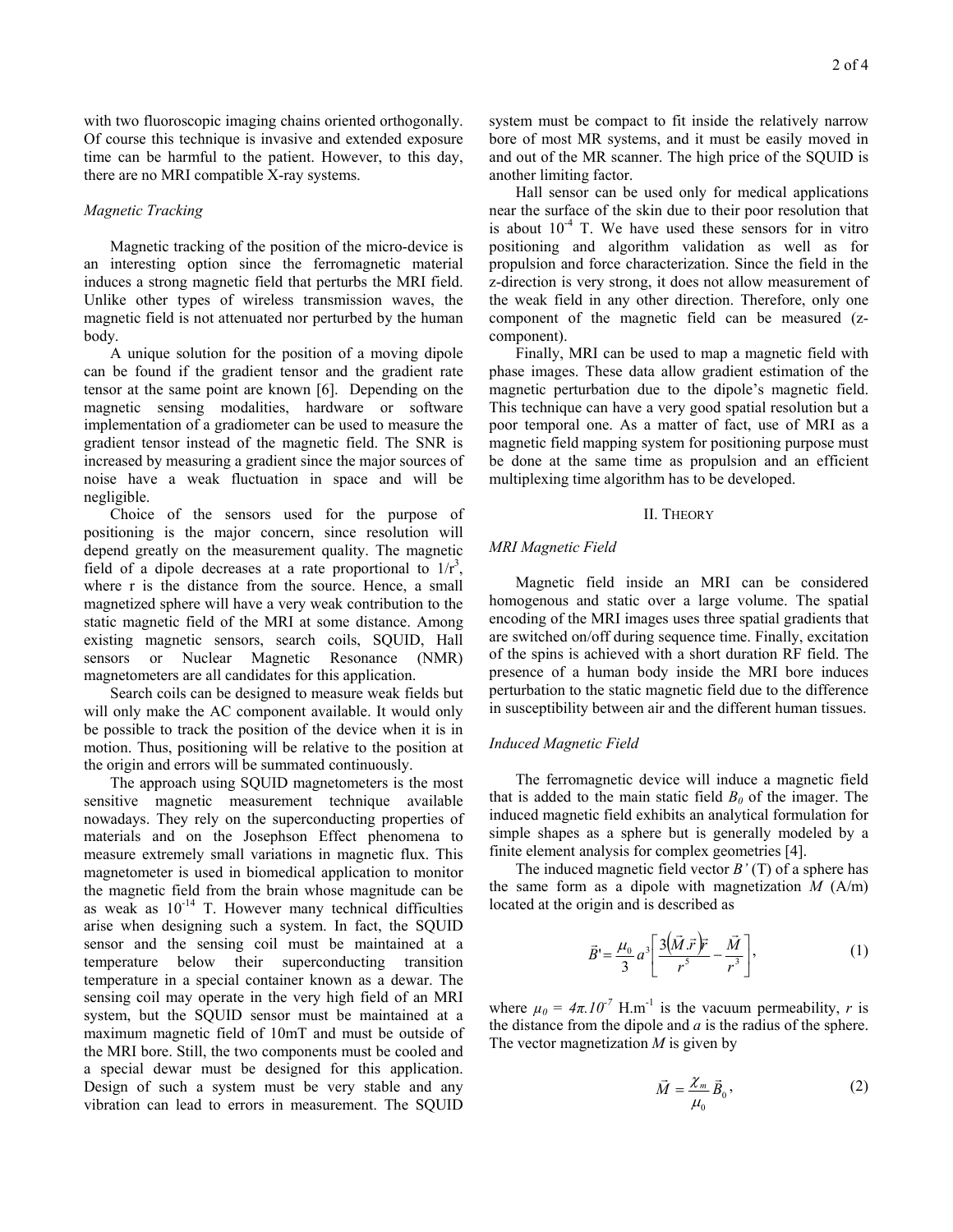with two fluoroscopic imaging chains oriented orthogonally. Of course this technique is invasive and extended exposure time can be harmful to the patient. However, to this day, there are no MRI compatible X-ray systems.

### *Magnetic Tracking*

Magnetic tracking of the position of the micro-device is an interesting option since the ferromagnetic material induces a strong magnetic field that perturbs the MRI field. Unlike other types of wireless transmission waves, the magnetic field is not attenuated nor perturbed by the human body.

A unique solution for the position of a moving dipole can be found if the gradient tensor and the gradient rate tensor at the same point are known [6]. Depending on the magnetic sensing modalities, hardware or software implementation of a gradiometer can be used to measure the gradient tensor instead of the magnetic field. The SNR is increased by measuring a gradient since the major sources of noise have a weak fluctuation in space and will be negligible.

Choice of the sensors used for the purpose of positioning is the major concern, since resolution will depend greatly on the measurement quality. The magnetic field of a dipole decreases at a rate proportional to $1/r^3$, where r is the distance from the source. Hence, a small magnetized sphere will have a very weak contribution to the static magnetic field of the MRI at some distance. Among existing magnetic sensors, search coils, SQUID, Hall sensors or Nuclear Magnetic Resonance (NMR) magnetometers are all candidates for this application.

Search coils can be designed to measure weak fields but will only make the AC component available. It would only be possible to track the position of the device when it is in motion. Thus, positioning will be relative to the position at the origin and errors will be summated continuously.

The approach using SQUID magnetometers is the most sensitive magnetic measurement technique available nowadays. They rely on the superconducting properties of materials and on the Josephson Effect phenomena to measure extremely small variations in magnetic flux. This magnetometer is used in biomedical application to monitor the magnetic field from the brain whose magnitude can be as weak as $10^{-14}$ T. However many technical difficulties arise when designing such a system. In fact, the SQUID sensor and the sensing coil must be maintained at a temperature below their superconducting transition temperature in a special container known as a dewar. The sensing coil may operate in the very high field of an MRI system, but the SQUID sensor must be maintained at a maximum magnetic field of 10mT and must be outside of the MRI bore. Still, the two components must be cooled and a special dewar must be designed for this application. Design of such a system must be very stable and any vibration can lead to errors in measurement. The SQUID system must be compact to fit inside the relatively narrow bore of most MR systems, and it must be easily moved in and out of the MR scanner. The high price of the SQUID is another limiting factor.

Hall sensor can be used only for medical applications near the surface of the skin due to their poor resolution that is about $10^{-4}$ T. We have used these sensors for in vitro positioning and algorithm validation as well as for propulsion and force characterization. Since the field in the z-direction is very strong, it does not allow measurement of the weak field in any other direction. Therefore, only one component of the magnetic field can be measured (z-component).

Finally, MRI can be used to map a magnetic field with phase images. These data allow gradient estimation of the magnetic perturbation due to the dipole's magnetic field. This technique can have a very good spatial resolution but a poor temporal one. As a matter of fact, use of MRI as a magnetic field mapping system for positioning purpose must be done at the same time as propulsion and an efficient multiplexing time algorithm has to be developed.

## II. Theory

### *MRI Magnetic Field*

Magnetic field inside an MRI can be considered homogenous and static over a large volume. The spatial encoding of the MRI images uses three spatial gradients that are switched on/off during sequence time. Finally, excitation of the spins is achieved with a short duration RF field. The presence of a human body inside the MRI bore induces perturbation to the static magnetic field due to the difference in susceptibility between air and the different human tissues.

### *Induced Magnetic Field*

The ferromagnetic device will induce a magnetic field that is added to the main static field $B_0$ of the imager. The induced magnetic field exhibits an analytical formulation for simple shapes as a sphere but is generally modeled by a finite element analysis for complex geometries [4].

The induced magnetic field vector $B'$ (T) of a sphere has the same form as a dipole with magnetization $M$ (A/m) located at the origin and is described as

$$\vec{B}' = \frac{\mu_0}{3} a^3 \left[ \frac{3(\vec{M}.\vec{r})\vec{r}}{r^5} - \frac{\vec{M}}{r^3} \right], \tag{1}$$

where $\mu_0 = 4\pi.10^{-7}$ H.m$^{-1}$ is the vacuum permeability, $r$ is the distance from the dipole and $a$ is the radius of the sphere. The vector magnetization $M$ is given by

$$\vec{M} = \frac{\chi_m}{\mu_0} \vec{B}_0, \tag{2}$$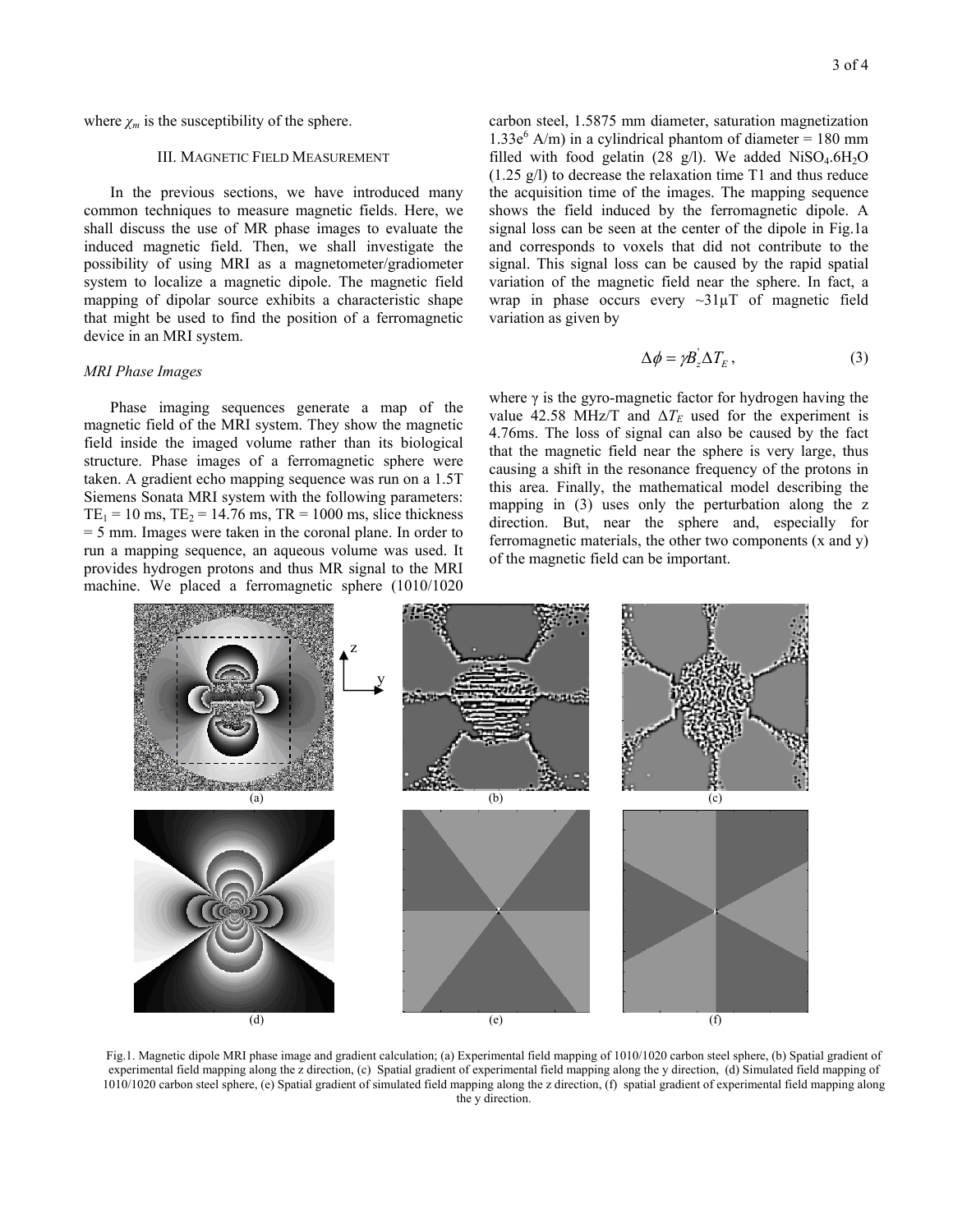where $\chi_m$ is the susceptibility of the sphere.

### III. MAGNETIC FIELD MEASUREMENT

In the previous sections, we have introduced many common techniques to measure magnetic fields. Here, we shall discuss the use of MR phase images to evaluate the induced magnetic field. Then, we shall investigate the possibility of using MRI as a magnetometer/gradiometer system to localize a magnetic dipole. The magnetic field mapping of dipolar source exhibits a characteristic shape that might be used to find the position of a ferromagnetic device in an MRI system.

#### *MRI Phase Images*

Phase imaging sequences generate a map of the magnetic field of the MRI system. They show the magnetic field inside the imaged volume rather than its biological structure. Phase images of a ferromagnetic sphere were taken. A gradient echo mapping sequence was run on a 1.5T Siemens Sonata MRI system with the following parameters: $TE_1$ = 10 ms, $TE_2$ = 14.76 ms, TR = 1000 ms, slice thickness = 5 mm. Images were taken in the coronal plane. In order to run a mapping sequence, an aqueous volume was used. It provides hydrogen protons and thus MR signal to the MRI machine. We placed a ferromagnetic sphere (1010/1020 carbon steel, 1.5875 mm diameter, saturation magnetization $1.33e^6$ A/m) in a cylindrical phantom of diameter = 180 mm filled with food gelatin (28 g/l). We added $NiSO_4.6H_2O$ (1.25 g/l) to decrease the relaxation time T1 and thus reduce the acquisition time of the images. The mapping sequence shows the field induced by the ferromagnetic dipole. A signal loss can be seen at the center of the dipole in Fig.1a and corresponds to voxels that did not contribute to the signal. This signal loss can be caused by the rapid spatial variation of the magnetic field near the sphere. In fact, a wrap in phase occurs every ~31μT of magnetic field variation as given by

$$\Delta\phi = \gamma B_z^{'} \Delta T_E \,, \tag{3}$$

where γ is the gyro-magnetic factor for hydrogen having the value 42.58 MHz/T and $\Delta T_E$ used for the experiment is 4.76ms. The loss of signal can also be caused by the fact that the magnetic field near the sphere is very large, thus causing a shift in the resonance frequency of the protons in this area. Finally, the mathematical model describing the mapping in (3) uses only the perturbation along the z direction. But, near the sphere and, especially for ferromagnetic materials, the other two components (x and y) of the magnetic field can be important.

Fig.1. Magnetic dipole MRI phase image and gradient calculation; (a) Experimental field mapping of 1010/1020 carbon steel sphere, (b) Spatial gradient of experimental field mapping along the z direction, (c) Spatial gradient of experimental field mapping along the y direction, (d) Simulated field mapping of 1010/1020 carbon steel sphere, (e) Spatial gradient of simulated field mapping along the z direction, (f) spatial gradient of experimental field mapping along the y direction.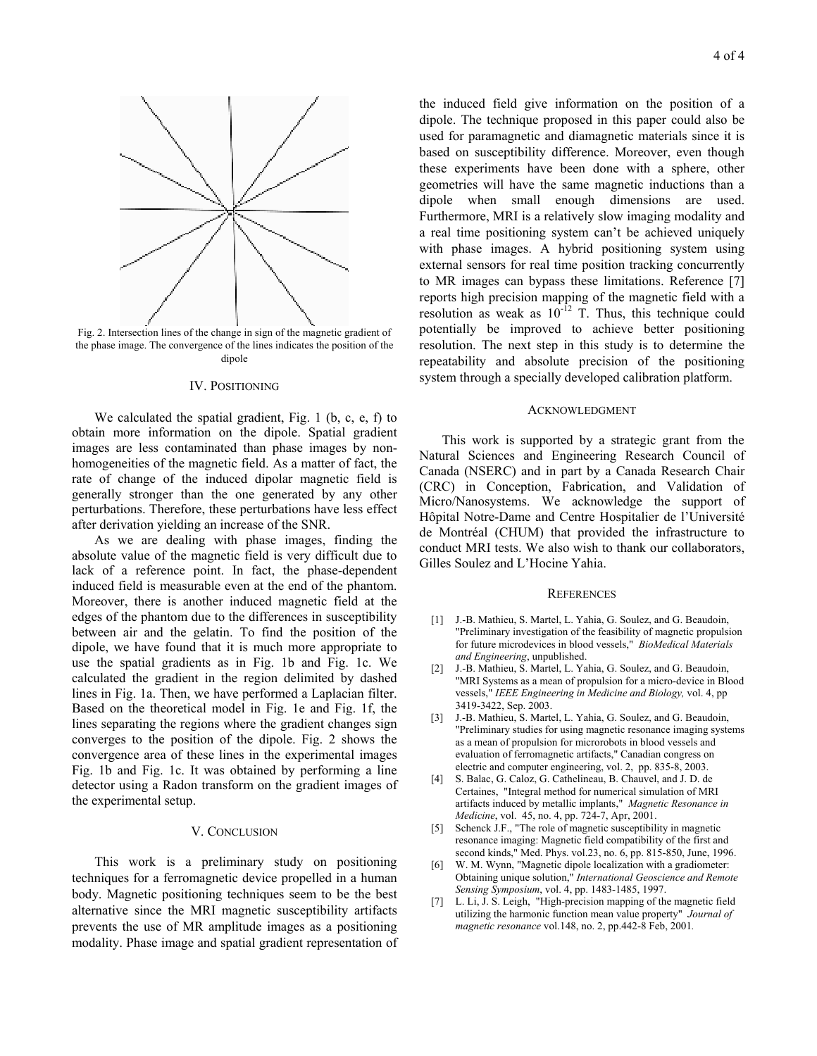Fig. 2. Intersection lines of the change in sign of the magnetic gradient of the phase image. The convergence of the lines indicates the position of the dipole

## IV. Positioning

We calculated the spatial gradient, Fig. 1 (b, c, e, f) to obtain more information on the dipole. Spatial gradient images are less contaminated than phase images by non-homogeneities of the magnetic field. As a matter of fact, the rate of change of the induced dipolar magnetic field is generally stronger than the one generated by any other perturbations. Therefore, these perturbations have less effect after derivation yielding an increase of the SNR.

As we are dealing with phase images, finding the absolute value of the magnetic field is very difficult due to lack of a reference point. In fact, the phase-dependent induced field is measurable even at the end of the phantom. Moreover, there is another induced magnetic field at the edges of the phantom due to the differences in susceptibility between air and the gelatin. To find the position of the dipole, we have found that it is much more appropriate to use the spatial gradients as in Fig. 1b and Fig. 1c. We calculated the gradient in the region delimited by dashed lines in Fig. 1a. Then, we have performed a Laplacian filter. Based on the theoretical model in Fig. 1e and Fig. 1f, the lines separating the regions where the gradient changes sign converges to the position of the dipole. Fig. 2 shows the convergence area of these lines in the experimental images Fig. 1b and Fig. 1c. It was obtained by performing a line detector using a Radon transform on the gradient images of the experimental setup.

## V. Conclusion

This work is a preliminary study on positioning techniques for a ferromagnetic device propelled in a human body. Magnetic positioning techniques seem to be the best alternative since the MRI magnetic susceptibility artifacts prevents the use of MR amplitude images as a positioning modality. Phase image and spatial gradient representation of the induced field give information on the position of a dipole. The technique proposed in this paper could also be used for paramagnetic and diamagnetic materials since it is based on susceptibility difference. Moreover, even though these experiments have been done with a sphere, other geometries will have the same magnetic inductions than a dipole when small enough dimensions are used. Furthermore, MRI is a relatively slow imaging modality and a real time positioning system can't be achieved uniquely with phase images. A hybrid positioning system using external sensors for real time position tracking concurrently to MR images can bypass these limitations. Reference [7] reports high precision mapping of the magnetic field with a resolution as weak as $10^{-12}$ T. Thus, this technique could potentially be improved to achieve better positioning resolution. The next step in this study is to determine the repeatability and absolute precision of the positioning system through a specially developed calibration platform.

## Acknowledgment

This work is supported by a strategic grant from the Natural Sciences and Engineering Research Council of Canada (NSERC) and in part by a Canada Research Chair (CRC) in Conception, Fabrication, and Validation of Micro/Nanosystems. We acknowledge the support of Hôpital Notre-Dame and Centre Hospitalier de l'Université de Montréal (CHUM) that provided the infrastructure to conduct MRI tests. We also wish to thank our collaborators, Gilles Soulez and L'Hocine Yahia.

## References

[1] J.-B. Mathieu, S. Martel, L. Yahia, G. Soulez, and G. Beaudoin, "Preliminary investigation of the feasibility of magnetic propulsion for future microdevices in blood vessels," *BioMedical Materials and Engineering*, unpublished.

[2] J.-B. Mathieu, S. Martel, L. Yahia, G. Soulez, and G. Beaudoin, "MRI Systems as a mean of propulsion for a micro-device in Blood vessels," *IEEE Engineering in Medicine and Biology,* vol. 4, pp 3419-3422, Sep. 2003.

[3] J.-B. Mathieu, S. Martel, L. Yahia, G. Soulez, and G. Beaudoin, "Preliminary studies for using magnetic resonance imaging systems as a mean of propulsion for microrobots in blood vessels and evaluation of ferromagnetic artifacts," Canadian congress on electric and computer engineering, vol. 2, pp. 835-8, 2003.

[4] S. Balac, G. Caloz, G. Cathelineau, B. Chauvel, and J. D. de Certaines, "Integral method for numerical simulation of MRI artifacts induced by metallic implants," *Magnetic Resonance in Medicine*, vol. 45, no. 4, pp. 724-7, Apr, 2001.

[5] Schenck J.F., "The role of magnetic susceptibility in magnetic resonance imaging: Magnetic field compatibility of the first and second kinds," Med. Phys. vol.23, no. 6, pp. 815-850, June, 1996.

[6] W. M. Wynn, "Magnetic dipole localization with a gradiometer: Obtaining unique solution," *International Geoscience and Remote Sensing Symposium*, vol. 4, pp. 1483-1485, 1997.

[7] L. Li, J. S. Leigh, "High-precision mapping of the magnetic field utilizing the harmonic function mean value property" *Journal of magnetic resonance* vol.148, no. 2, pp.442-8 Feb, 2001.